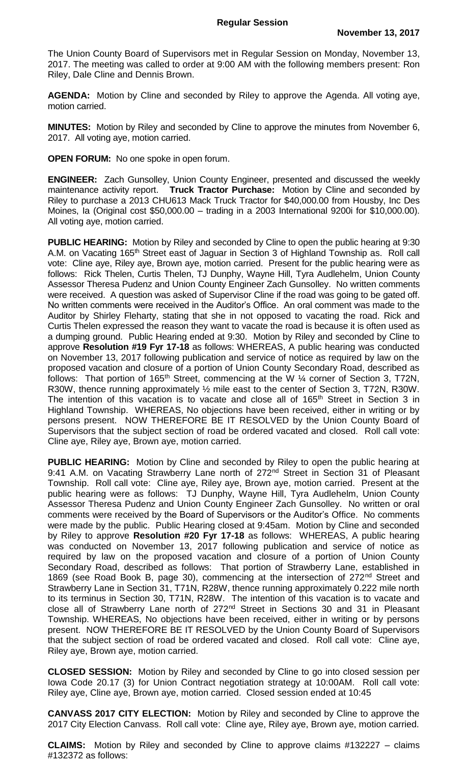**Regular Session**

**November 13, 2017**

The Union County Board of Supervisors met in Regular Session on Monday, November 13, 2017. The meeting was called to order at 9:00 AM with the following members present: Ron Riley, Dale Cline and Dennis Brown.

**AGENDA:** Motion by Cline and seconded by Riley to approve the Agenda. All voting aye, motion carried.

**MINUTES:** Motion by Riley and seconded by Cline to approve the minutes from November 6, 2017. All voting aye, motion carried.

**OPEN FORUM:** No one spoke in open forum.

**ENGINEER:** Zach Gunsolley, Union County Engineer, presented and discussed the weekly maintenance activity report. **Truck Tractor Purchase:** Motion by Cline and seconded by Riley to purchase a 2013 CHU613 Mack Truck Tractor for $40,000.00 from Housby, Inc Des Moines, Ia (Original cost $50,000.00 – trading in a 2003 International 9200i for $10,000.00). All voting aye, motion carried.

**PUBLIC HEARING:** Motion by Riley and seconded by Cline to open the public hearing at 9:30 A.M. on Vacating 165th Street east of Jaguar in Section 3 of Highland Township as. Roll call vote: Cline aye, Riley aye, Brown aye, motion carried. Present for the public hearing were as follows: Rick Thelen, Curtis Thelen, TJ Dunphy, Wayne Hill, Tyra Audlehelm, Union County Assessor Theresa Pudenz and Union County Engineer Zach Gunsolley. No written comments were received. A question was asked of Supervisor Cline if the road was going to be gated off. No written comments were received in the Auditor's Office. An oral comment was made to the Auditor by Shirley Fleharty, stating that she in not opposed to vacating the road. Rick and Curtis Thelen expressed the reason they want to vacate the road is because it is often used as a dumping ground. Public Hearing ended at 9:30. Motion by Riley and seconded by Cline to approve **Resolution #19 Fyr 17-18** as follows: WHEREAS, A public hearing was conducted on November 13, 2017 following publication and service of notice as required by law on the proposed vacation and closure of a portion of Union County Secondary Road, described as follows: That portion of 165th Street, commencing at the W ¼ corner of Section 3, T72N, R30W, thence running approximately ½ mile east to the center of Section 3, T72N, R30W. The intention of this vacation is to vacate and close all of 165th Street in Section 3 in Highland Township. WHEREAS, No objections have been received, either in writing or by persons present. NOW THEREFORE BE IT RESOLVED by the Union County Board of Supervisors that the subject section of road be ordered vacated and closed. Roll call vote: Cline aye, Riley aye, Brown aye, motion carried.

**PUBLIC HEARING:** Motion by Cline and seconded by Riley to open the public hearing at 9:41 A.M. on Vacating Strawberry Lane north of 272nd Street in Section 31 of Pleasant Township. Roll call vote: Cline aye, Riley aye, Brown aye, motion carried. Present at the public hearing were as follows: TJ Dunphy, Wayne Hill, Tyra Audlehelm, Union County Assessor Theresa Pudenz and Union County Engineer Zach Gunsolley. No written or oral comments were received by the Board of Supervisors or the Auditor's Office. No comments were made by the public. Public Hearing closed at 9:45am. Motion by Cline and seconded by Riley to approve **Resolution #20 Fyr 17-18** as follows: WHEREAS, A public hearing was conducted on November 13, 2017 following publication and service of notice as required by law on the proposed vacation and closure of a portion of Union County Secondary Road, described as follows: That portion of Strawberry Lane, established in 1869 (see Road Book B, page 30), commencing at the intersection of 272nd Street and Strawberry Lane in Section 31, T71N, R28W, thence running approximately 0.222 mile north to its terminus in Section 30, T71N, R28W. The intention of this vacation is to vacate and close all of Strawberry Lane north of 272nd Street in Sections 30 and 31 in Pleasant Township. WHEREAS, No objections have been received, either in writing or by persons present. NOW THEREFORE BE IT RESOLVED by the Union County Board of Supervisors that the subject section of road be ordered vacated and closed. Roll call vote: Cline aye, Riley aye, Brown aye, motion carried.

**CLOSED SESSION:** Motion by Riley and seconded by Cline to go into closed session per Iowa Code 20.17 (3) for Union Contract negotiation strategy at 10:00AM. Roll call vote: Riley aye, Cline aye, Brown aye, motion carried. Closed session ended at 10:45

**CANVASS 2017 CITY ELECTION:** Motion by Riley and seconded by Cline to approve the 2017 City Election Canvass. Roll call vote: Cline aye, Riley aye, Brown aye, motion carried.

**CLAIMS:** Motion by Riley and seconded by Cline to approve claims #132227 – claims #132372 as follows: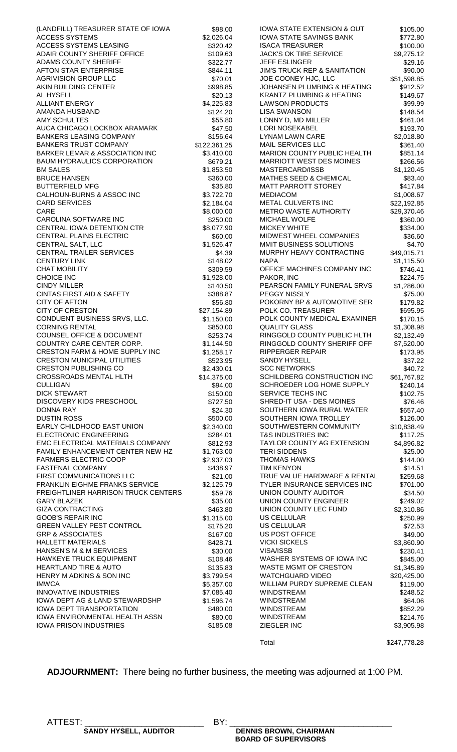| | |
|---|---|
| (LANDFILL) TREASURER STATE OF IOWA | $98.00 |
| ACCESS SYSTEMS | $2,026.04 |
| ACCESS SYSTEMS LEASING | $320.42 |
| ADAIR COUNTY SHERIFF OFFICE | $109.63 |
| ADAMS COUNTY SHERIFF | $322.77 |
| AFTON STAR ENTERPRISE | $844.11 |
| AGRIVISION GROUP LLC | $70.01 |
| AKIN BUILDING CENTER | $998.85 |
| AL HYSELL | $20.13 |
| ALLIANT ENERGY | $4,225.83 |
| AMANDA HUSBAND | $124.20 |
| AMY SCHULTES | $55.80 |
| AUCA CHICAGO LOCKBOX ARAMARK | $47.50 |
| BANKERS LEASING COMPANY | $156.64 |
| BANKERS TRUST COMPANY | $122,361.25 |
| BARKER LEMAR & ASSOCIATION INC | $3,410.00 |
| BAUM HYDRAULICS CORPORATION | $679.21 |
| BM SALES | $1,853.50 |
| BRUCE HANSEN | $360.00 |
| BUTTERFIELD MFG | $35.80 |
| CALHOUN-BURNS & ASSOC INC | $3,722.70 |
| CARD SERVICES | $2,184.04 |
| CARE | $8,000.00 |
| CAROLINA SOFTWARE INC | $250.00 |
| CENTRAL IOWA DETENTION CTR | $8,077.90 |
| CENTRAL PLAINS ELECTRIC | $60.00 |
| CENTRAL SALT, LLC | $1,526.47 |
| CENTRAL TRAILER SERVICES | $4.39 |
| CENTURY LINK | $148.02 |
| CHAT MOBILITY | $309.59 |
| CHOICE INC | $1,928.00 |
| CINDY MILLER | $140.50 |
| CINTAS FIRST AID & SAFETY | $388.87 |
| CITY OF AFTON | $56.80 |
| CITY OF CRESTON | $27,154.89 |
| CONDUENT BUSINESS SRVS, LLC. | $1,150.00 |
| CORNING RENTAL | $850.00 |
| COUNSEL OFFICE & DOCUMENT | $253.74 |
| COUNTRY CARE CENTER CORP. | $1,144.50 |
| CRESTON FARM & HOME SUPPLY INC | $1,258.17 |
| CRESTON MUNICIPAL UTILITIES | $523.95 |
| CRESTON PUBLISHING CO | $2,430.01 |
| CROSSROADS MENTAL HLTH | $14,375.00 |
| CULLIGAN | $94.00 |
| DICK STEWART | $150.00 |
| DISCOVERY KIDS PRESCHOOL | $727.50 |
| DONNA RAY | $24.30 |
| DUSTIN ROSS | $500.00 |
| EARLY CHILDHOOD EAST UNION | $2,340.00 |
| ELECTRONIC ENGINEERING | $284.01 |
| EMC ELECTRICAL MATERIALS COMPANY | $812.93 |
| FAMILY ENHANCEMENT CENTER NEW HZ | $1,763.00 |
| FARMERS ELECTRIC COOP | $2,937.03 |
| FASTENAL COMPANY | $438.97 |
| FIRST COMMUNICATIONS LLC | $21.00 |
| FRANKLIN EIGHME FRANKS SERVICE | $2,125.79 |
| FREIGHTLINER HARRISON TRUCK CENTERS | $59.76 |
| GARY BLAZEK | $35.00 |
| GIZA CONTRACTING | $463.80 |
| GOOB'S REPAIR INC | $1,315.00 |
| GREEN VALLEY PEST CONTROL | $175.20 |
| GRP & ASSOCIATES | $167.00 |
| HALLETT MATERIALS | $428.71 |
| HANSEN'S M & M SERVICES | $30.00 |
| HAWKEYE TRUCK EQUIPMENT | $108.46 |
| HEARTLAND TIRE & AUTO | $135.83 |
| HENRY M ADKINS & SON INC | $3,799.54 |
| IMWCA | $5,357.00 |
| INNOVATIVE INDUSTRIES | $7,085.40 |
| IOWA DEPT AG & LAND STEWARDSHP | $1,596.74 |
| IOWA DEPT TRANSPORTATION | $480.00 |
| IOWA ENVIRONMENTAL HEALTH ASSN | $80.00 |
| IOWA PRISON INDUSTRIES | $185.08 |
| IOWA STATE EXTENSION & OUT | $105.00 |
| IOWA STATE SAVINGS BANK | $772.80 |
| ISACA TREASURER | $100.00 |
| JACK'S OK TIRE SERVICE | $9,275.12 |
| JEFF ESLINGER | $29.16 |
| JIM'S TRUCK REP & SANITATION | $90.00 |
| JOE COONEY HJC, LLC | $51,598.85 |
| JOHANSEN PLUMBING & HEATING | $912.52 |
| KRANTZ PLUMBING & HEATING | $149.67 |
| LAWSON PRODUCTS | $99.99 |
| LISA SWANSON | $148.54 |
| LONNY D, MD MILLER | $461.04 |
| LORI NOSEKABEL | $193.70 |
| LYNAM LAWN CARE | $2,018.80 |
| MAIL SERVICES LLC | $361.40 |
| MARION COUNTY PUBLIC HEALTH | $851.14 |
| MARRIOTT WEST DES MOINES | $266.56 |
| MASTERCARD/ISSB | $1,120.45 |
| MATHES SEED & CHEMICAL | $83.40 |
| MATT PARROTT STOREY | $417.84 |
| MEDIACOM | $1,008.67 |
| METAL CULVERTS INC | $22,192.85 |
| METRO WASTE AUTHORITY | $29,370.46 |
| MICHAEL WOLFE | $360.00 |
| MICKEY WHITE | $334.00 |
| MIDWEST WHEEL COMPANIES | $36.60 |
| MMIT BUSINESS SOLUTIONS | $4.70 |
| MURPHY HEAVY CONTRACTING | $49,015.71 |
| NAPA | $1,115.50 |
| OFFICE MACHINES COMPANY INC | $746.41 |
| PAKOR, INC | $224.75 |
| PEARSON FAMILY FUNERAL SRVS | $1,286.00 |
| PEGGY NISSLY | $75.00 |
| POKORNY BP & AUTOMOTIVE SER | $179.82 |
| POLK CO. TREASURER | $695.95 |
| POLK COUNTY MEDICAL EXAMINER | $170.15 |
| QUALITY GLASS | $1,308.98 |
| RINGGOLD COUNTY PUBLIC HLTH | $2,132.49 |
| RINGGOLD COUNTY SHERIFF OFF | $7,520.00 |
| RIPPERGER REPAIR | $173.95 |
| SANDY HYSELL | $37.22 |
| SCC NETWORKS | $40.72 |
| SCHILDBERG CONSTRUCTION INC | $61,767.82 |
| SCHROEDER LOG HOME SUPPLY | $240.14 |
| SERVICE TECHS INC | $102.75 |
| SHRED-IT USA - DES MOINES | $76.46 |
| SOUTHERN IOWA RURAL WATER | $657.40 |
| SOUTHERN IOWA TROLLEY | $126.00 |
| SOUTHWESTERN COMMUNITY | $10,838.49 |
| T&S INDUSTRIES INC | $117.25 |
| TAYLOR COUNTY AG EXTENSION | $4,896.82 |
| TERI SIDDENS | $25.00 |
| THOMAS HAWKS | $144.00 |
| TIM KENYON | $14.51 |
| TRUE VALUE HARDWARE & RENTAL | $259.68 |
| TYLER INSURANCE SERVICES INC | $701.00 |
| UNION COUNTY AUDITOR | $34.50 |
| UNION COUNTY ENGINEER | $249.02 |
| UNION COUNTY LEC FUND | $2,310.86 |
| US CELLULAR | $250.99 |
| US CELLULAR | $72.53 |
| US POST OFFICE | $49.00 |
| VICKI SICKELS | $3,860.90 |
| VISA/ISSB | $230.41 |
| WASHER SYSTEMS OF IOWA INC | $845.00 |
| WASTE MGMT OF CRESTON | $1,345.89 |
| WATCHGUARD VIDEO | $20,425.00 |
| WILLIAM PURDY SUPREME CLEAN | $119.00 |
| WINDSTREAM | $248.52 |
| WINDSTREAM | $64.06 |
| WINDSTREAM | $852.29 |
| WINDSTREAM | $214.76 |
| ZIEGLER INC | $3,905.98 |
| Total | $247,778.28 |

**ADJOURNMENT:** There being no further business, the meeting was adjourned at 1:00 PM.

ATTEST: ______________________ BY: ______________________

**SANDY HYSELL, AUDITOR**

**DENNIS BROWN, CHAIRMAN**
**BOARD OF SUPERVISORS**